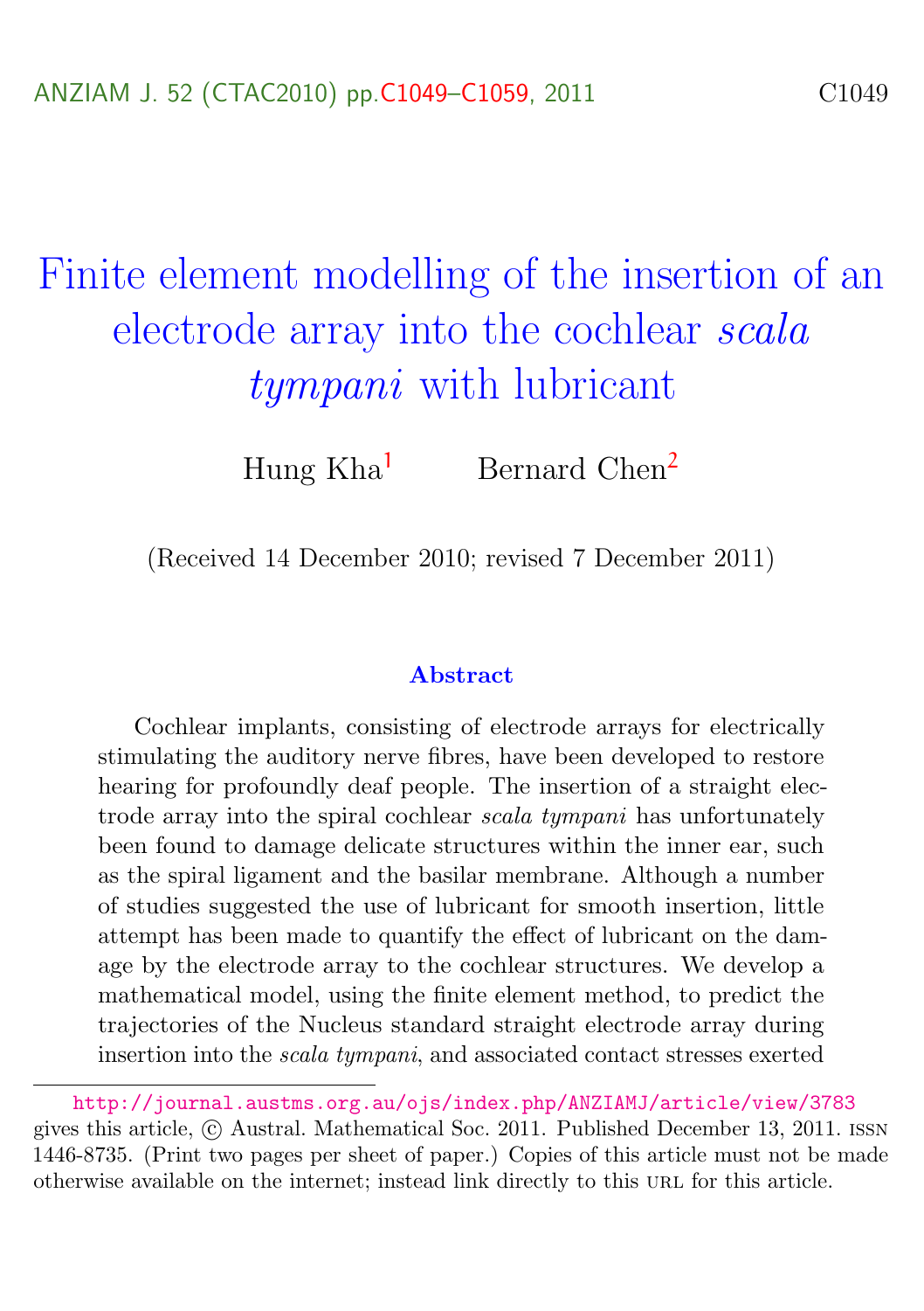# Finite element modelling of the insertion of an electrode array into the cochlear *scala tympani* with lubricant

Hung Kha[1] Bernard Chen[2]

(Received 14 December 2010; revised 7 December 2011)

### Abstract

Cochlear implants, consisting of electrode arrays for electrically stimulating the auditory nerve fibres, have been developed to restore hearing for profoundly deaf people. The insertion of a straight electrode array into the spiral cochlear *scala tympani* has unfortunately been found to damage delicate structures within the inner ear, such as the spiral ligament and the basilar membrane. Although a number of studies suggested the use of lubricant for smooth insertion, little attempt has been made to quantify the effect of lubricant on the damage by the electrode array to the cochlear structures. We develop a mathematical model, using the finite element method, to predict the trajectories of the Nucleus standard straight electrode array during insertion into the *scala tympani*, and associated contact stresses exerted

---

http://journal.austms.org.au/ojs/index.php/ANZIAMJ/article/view/3783 gives this article, © Austral. Mathematical Soc. 2011. Published December 13, 2011. ISSN 1446-8735. (Print two pages per sheet of paper.) Copies of this article must not be made otherwise available on the internet; instead link directly to this URL for this article.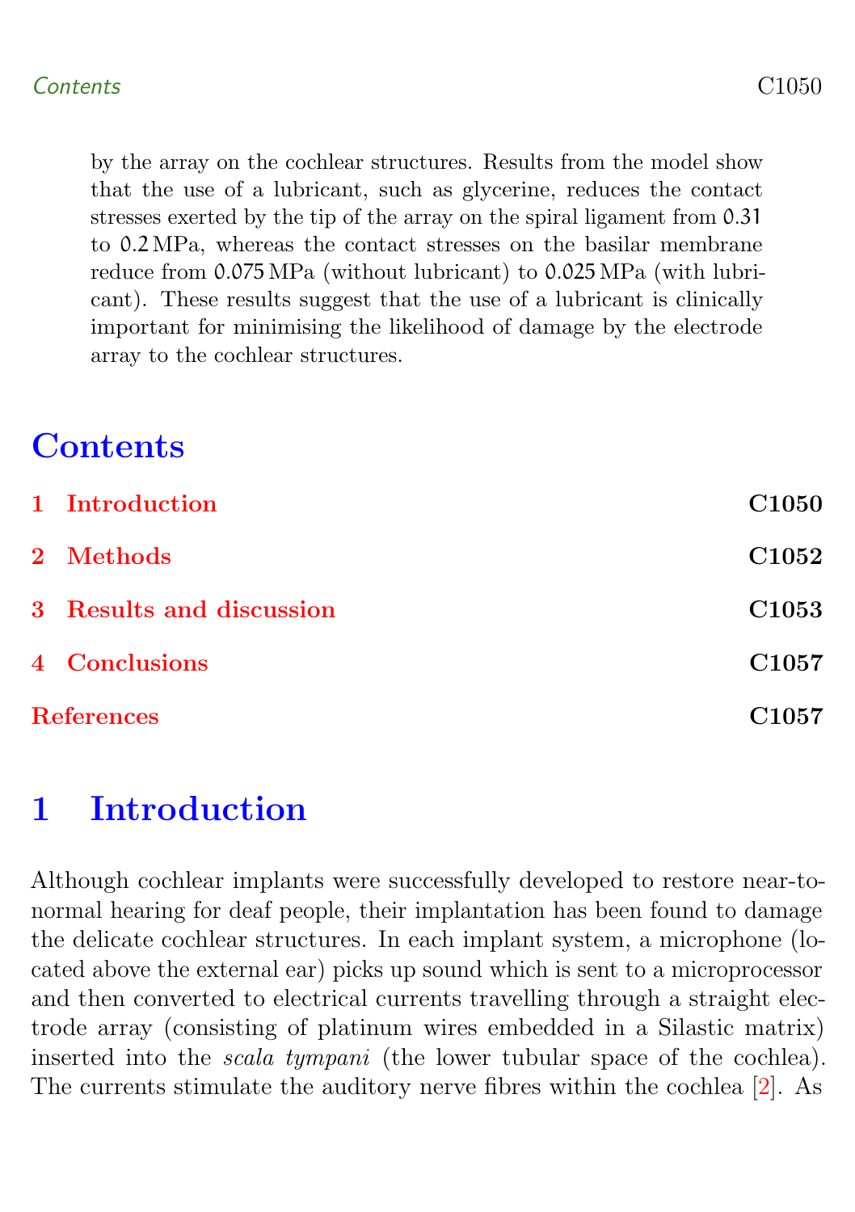by the array on the cochlear structures. Results from the model show that the use of a lubricant, such as glycerine, reduces the contact stresses exerted by the tip of the array on the spiral ligament from 0.31 to 0.2 MPa, whereas the contact stresses on the basilar membrane reduce from 0.075 MPa (without lubricant) to 0.025 MPa (with lubricant). These results suggest that the use of a lubricant is clinically important for minimising the likelihood of damage by the electrode array to the cochlear structures.

# Contents

| | |
|---|---|
| 1 Introduction | C1050 |
| 2 Methods | C1052 |
| 3 Results and discussion | C1053 |
| 4 Conclusions | C1057 |
| References | C1057 |

# 1 Introduction

Although cochlear implants were successfully developed to restore near-to-normal hearing for deaf people, their implantation has been found to damage the delicate cochlear structures. In each implant system, a microphone (located above the external ear) picks up sound which is sent to a microprocessor and then converted to electrical currents travelling through a straight electrode array (consisting of platinum wires embedded in a Silastic matrix) inserted into the *scala tympani* (the lower tubular space of the cochlea). The currents stimulate the auditory nerve fibres within the cochlea [2]. As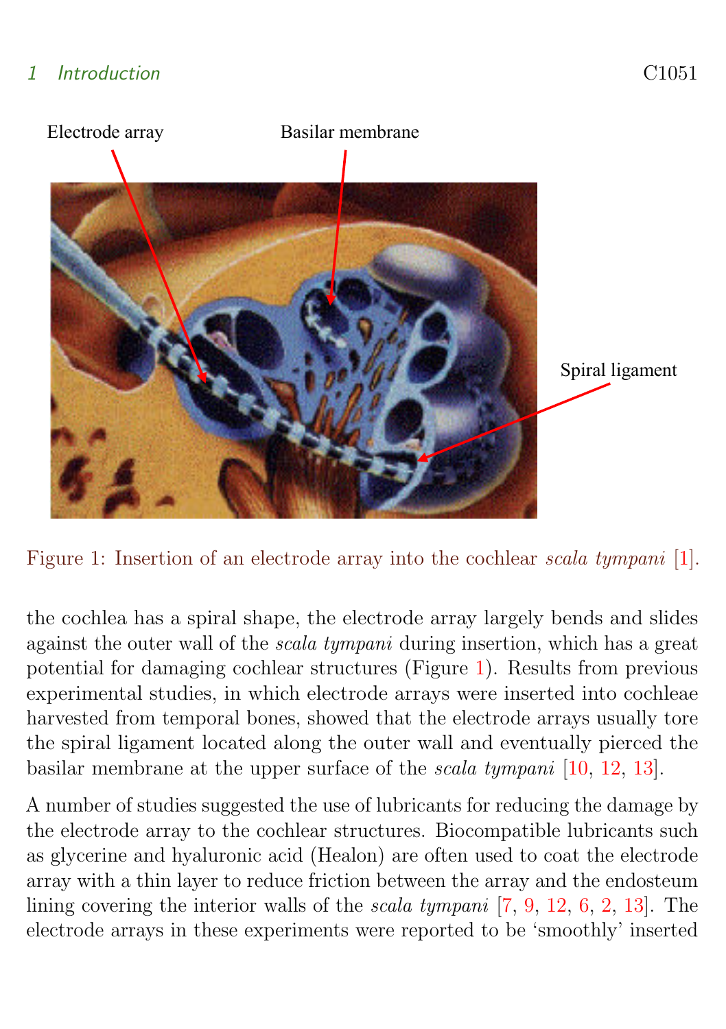Figure 1: Insertion of an electrode array into the cochlear *scala tympani* [1].

the cochlea has a spiral shape, the electrode array largely bends and slides against the outer wall of the *scala tympani* during insertion, which has a great potential for damaging cochlear structures (Figure 1). Results from previous experimental studies, in which electrode arrays were inserted into cochleae harvested from temporal bones, showed that the electrode arrays usually tore the spiral ligament located along the outer wall and eventually pierced the basilar membrane at the upper surface of the *scala tympani* [10, 12, 13].

A number of studies suggested the use of lubricants for reducing the damage by the electrode array to the cochlear structures. Biocompatible lubricants such as glycerine and hyaluronic acid (Healon) are often used to coat the electrode array with a thin layer to reduce friction between the array and the endosteum lining covering the interior walls of the *scala tympani* [7, 9, 12, 6, 2, 13]. The electrode arrays in these experiments were reported to be 'smoothly' inserted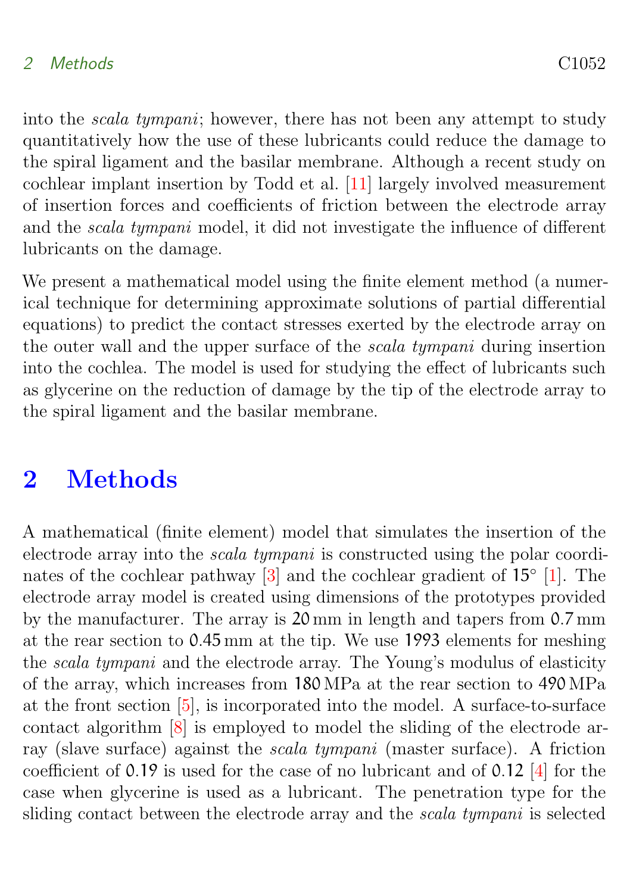into the *scala tympani*; however, there has not been any attempt to study quantitatively how the use of these lubricants could reduce the damage to the spiral ligament and the basilar membrane. Although a recent study on cochlear implant insertion by Todd et al. [11] largely involved measurement of insertion forces and coefficients of friction between the electrode array and the *scala tympani* model, it did not investigate the influence of different lubricants on the damage.

We present a mathematical model using the finite element method (a numerical technique for determining approximate solutions of partial differential equations) to predict the contact stresses exerted by the electrode array on the outer wall and the upper surface of the *scala tympani* during insertion into the cochlea. The model is used for studying the effect of lubricants such as glycerine on the reduction of damage by the tip of the electrode array to the spiral ligament and the basilar membrane.

## 2 Methods

A mathematical (finite element) model that simulates the insertion of the electrode array into the *scala tympani* is constructed using the polar coordinates of the cochlear pathway [3] and the cochlear gradient of 15° [1]. The electrode array model is created using dimensions of the prototypes provided by the manufacturer. The array is 20 mm in length and tapers from 0.7 mm at the rear section to 0.45 mm at the tip. We use 1993 elements for meshing the *scala tympani* and the electrode array. The Young's modulus of elasticity of the array, which increases from 180 MPa at the rear section to 490 MPa at the front section [5], is incorporated into the model. A surface-to-surface contact algorithm [8] is employed to model the sliding of the electrode array (slave surface) against the *scala tympani* (master surface). A friction coefficient of 0.19 is used for the case of no lubricant and of 0.12 [4] for the case when glycerine is used as a lubricant. The penetration type for the sliding contact between the electrode array and the *scala tympani* is selected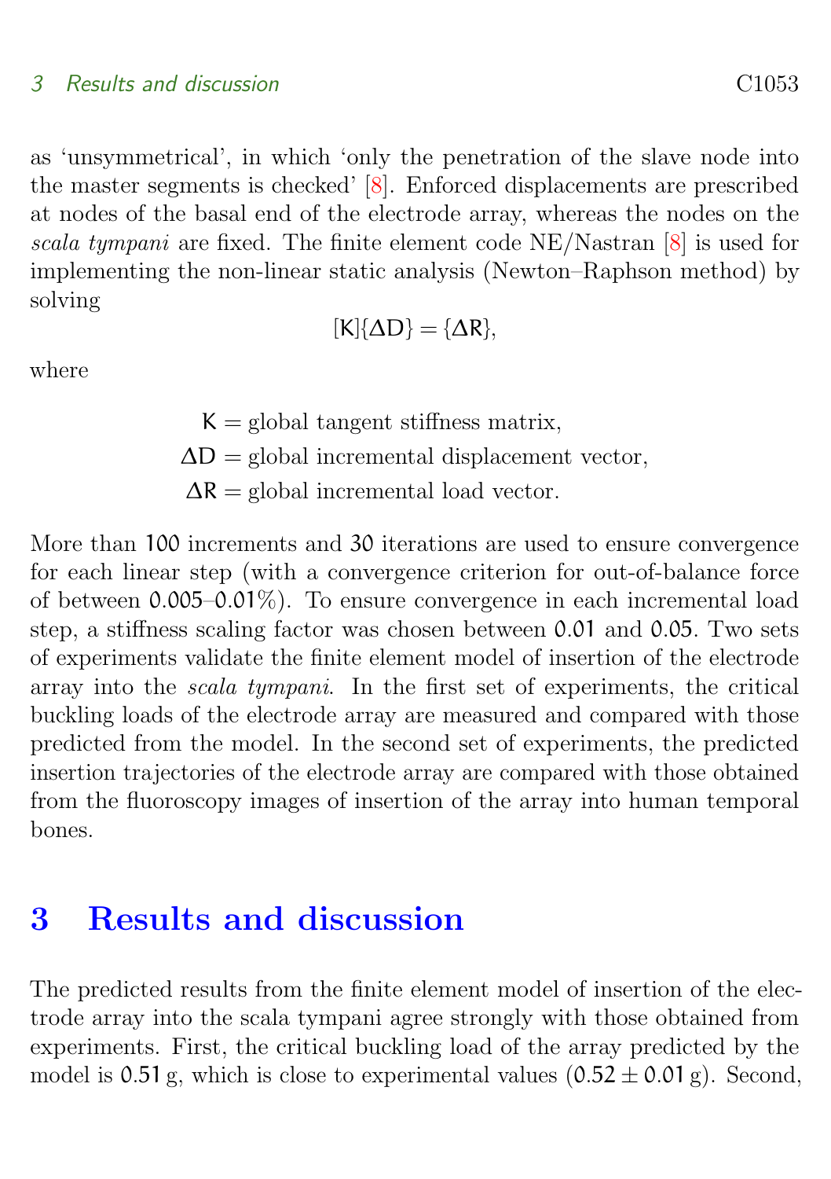as 'unsymmetrical', in which 'only the penetration of the slave node into the master segments is checked' [8]. Enforced displacements are prescribed at nodes of the basal end of the electrode array, whereas the nodes on the *scala tympani* are fixed. The finite element code NE/Nastran [8] is used for implementing the non-linear static analysis (Newton–Raphson method) by solving

$$[\mathsf{K}]\{\Delta \mathsf{D}\} = \{\Delta \mathsf{R}\},$$

where

$$\begin{aligned} \mathsf{K} &= \text{global tangent stiffness matrix}, \\ \Delta \mathsf{D} &= \text{global incremental displacement vector}, \\ \Delta \mathsf{R} &= \text{global incremental load vector}. \end{aligned}$$

More than 100 increments and 30 iterations are used to ensure convergence for each linear step (with a convergence criterion for out-of-balance force of between 0.005–0.01%). To ensure convergence in each incremental load step, a stiffness scaling factor was chosen between 0.01 and 0.05. Two sets of experiments validate the finite element model of insertion of the electrode array into the *scala tympani*. In the first set of experiments, the critical buckling loads of the electrode array are measured and compared with those predicted from the model. In the second set of experiments, the predicted insertion trajectories of the electrode array are compared with those obtained from the fluoroscopy images of insertion of the array into human temporal bones.

# 3 Results and discussion

The predicted results from the finite element model of insertion of the electrode array into the scala tympani agree strongly with those obtained from experiments. First, the critical buckling load of the array predicted by the model is 0.51 g, which is close to experimental values ($0.52 \pm 0.01$ g). Second,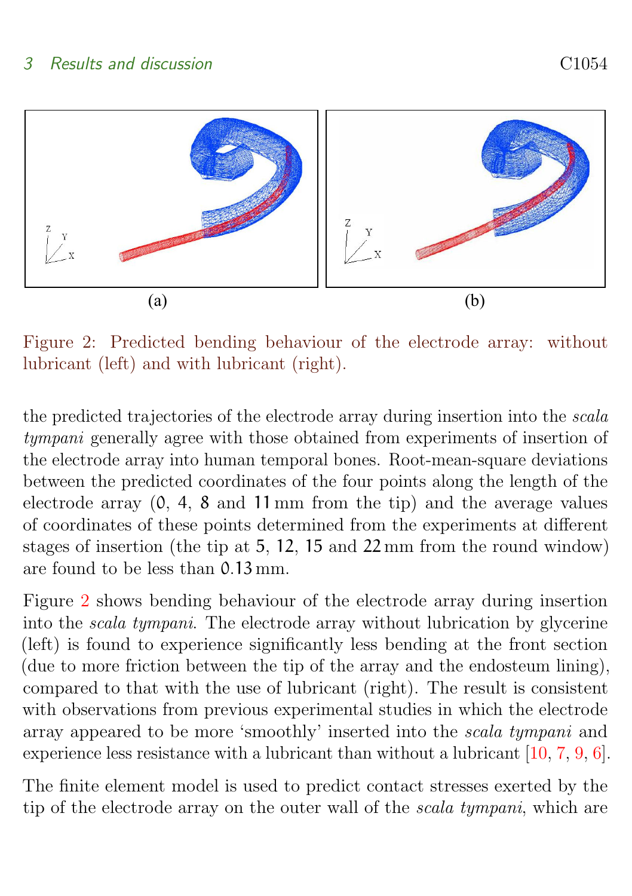(a)

(b)

Figure 2: Predicted bending behaviour of the electrode array: without lubricant (left) and with lubricant (right).

the predicted trajectories of the electrode array during insertion into the *scala tympani* generally agree with those obtained from experiments of insertion of the electrode array into human temporal bones. Root-mean-square deviations between the predicted coordinates of the four points along the length of the electrode array (0, 4, 8 and 11 mm from the tip) and the average values of coordinates of these points determined from the experiments at different stages of insertion (the tip at 5, 12, 15 and 22 mm from the round window) are found to be less than 0.13 mm.

Figure 2 shows bending behaviour of the electrode array during insertion into the *scala tympani*. The electrode array without lubrication by glycerine (left) is found to experience significantly less bending at the front section (due to more friction between the tip of the array and the endosteum lining), compared to that with the use of lubricant (right). The result is consistent with observations from previous experimental studies in which the electrode array appeared to be more 'smoothly' inserted into the *scala tympani* and experience less resistance with a lubricant than without a lubricant [10, 7, 9, 6].

The finite element model is used to predict contact stresses exerted by the tip of the electrode array on the outer wall of the *scala tympani*, which are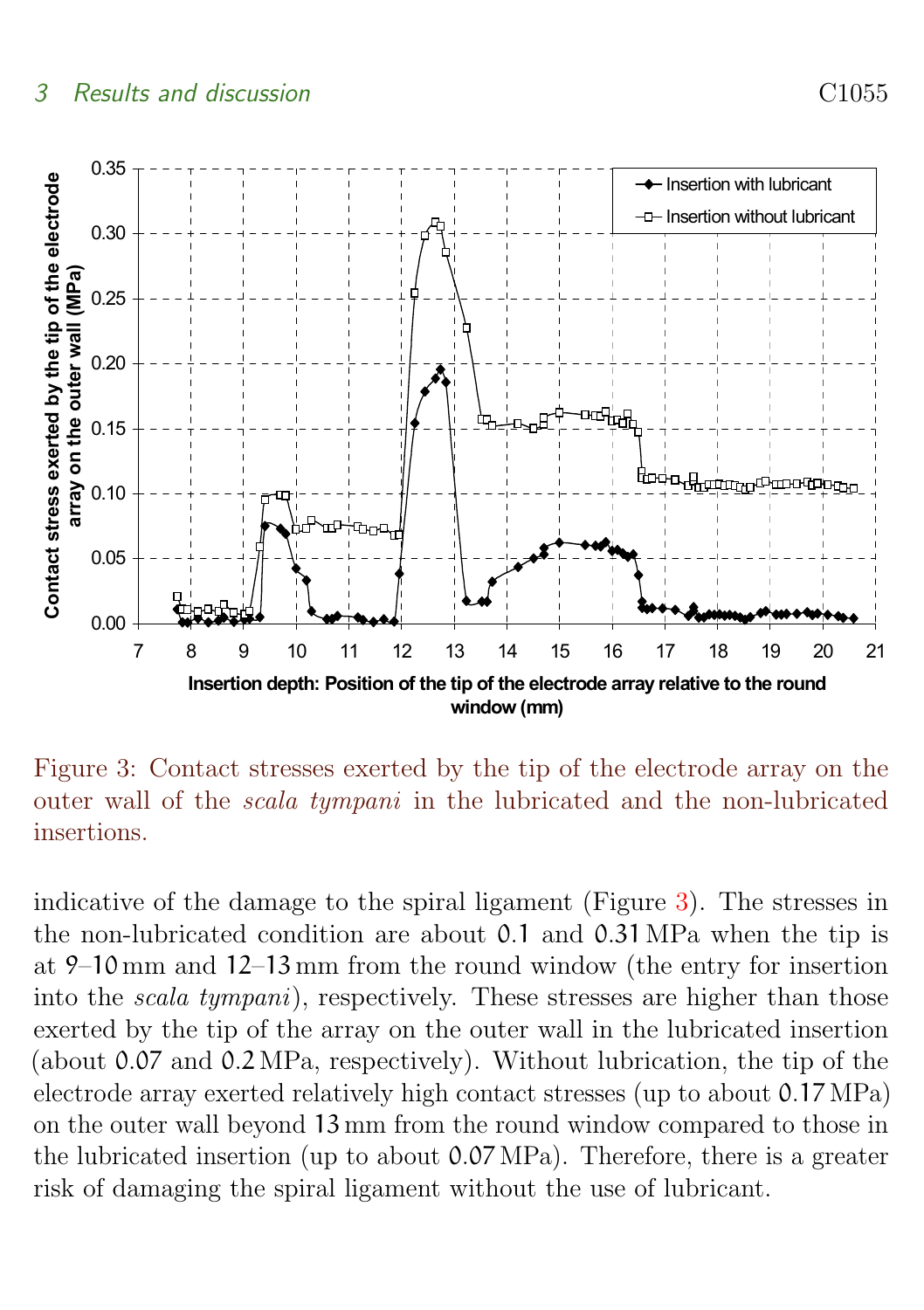Figure 3: Contact stresses exerted by the tip of the electrode array on the outer wall of the *scala tympani* in the lubricated and the non-lubricated insertions.

indicative of the damage to the spiral ligament (Figure 3). The stresses in the non-lubricated condition are about 0.1 and 0.31 MPa when the tip is at 9–10 mm and 12–13 mm from the round window (the entry for insertion into the *scala tympani*), respectively. These stresses are higher than those exerted by the tip of the array on the outer wall in the lubricated insertion (about 0.07 and 0.2 MPa, respectively). Without lubrication, the tip of the electrode array exerted relatively high contact stresses (up to about 0.17 MPa) on the outer wall beyond 13 mm from the round window compared to those in the lubricated insertion (up to about 0.07 MPa). Therefore, there is a greater risk of damaging the spiral ligament without the use of lubricant.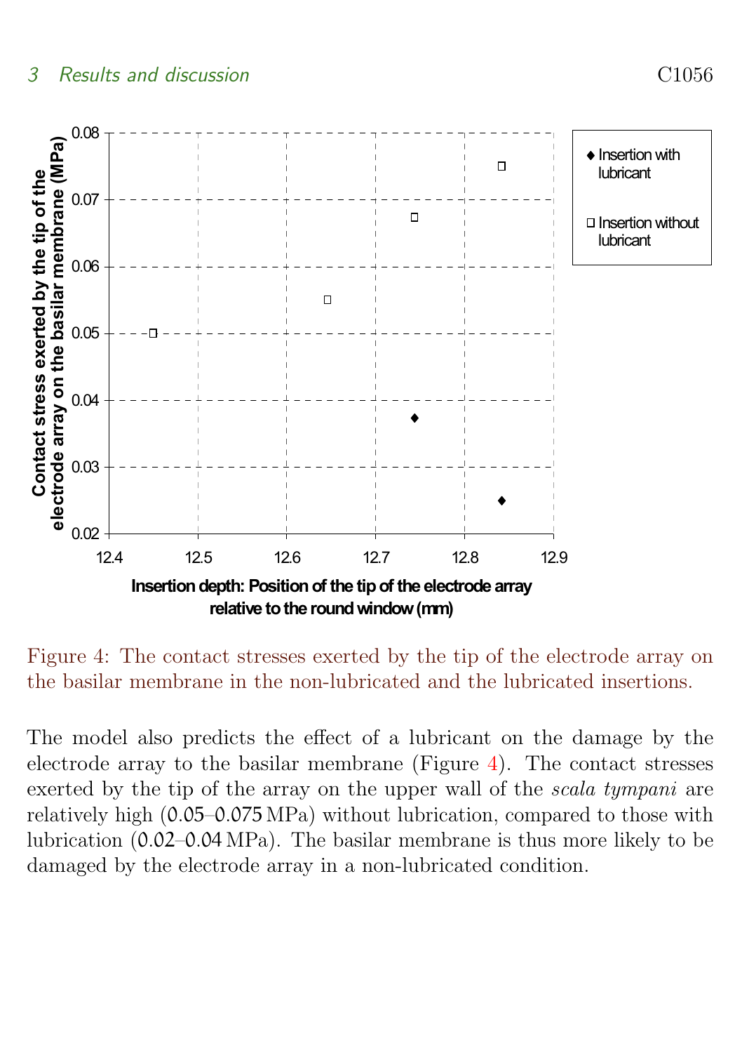Figure 4: The contact stresses exerted by the tip of the electrode array on the basilar membrane in the non-lubricated and the lubricated insertions.

The model also predicts the effect of a lubricant on the damage by the electrode array to the basilar membrane (Figure 4). The contact stresses exerted by the tip of the array on the upper wall of the *scala tympani* are relatively high (0.05–0.075 MPa) without lubrication, compared to those with lubrication (0.02–0.04 MPa). The basilar membrane is thus more likely to be damaged by the electrode array in a non-lubricated condition.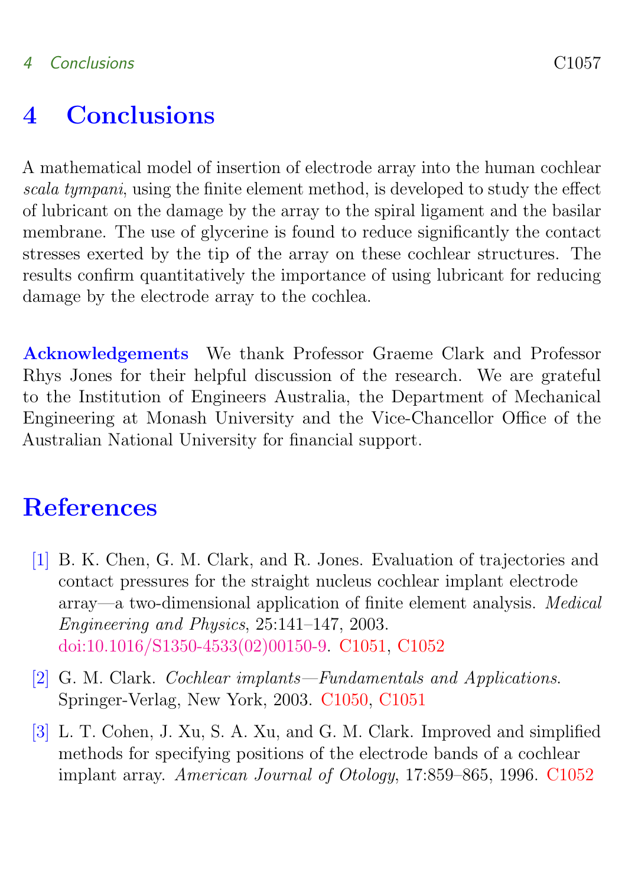# 4 Conclusions

A mathematical model of insertion of electrode array into the human cochlear *scala tympani*, using the finite element method, is developed to study the effect of lubricant on the damage by the array to the spiral ligament and the basilar membrane. The use of glycerine is found to reduce significantly the contact stresses exerted by the tip of the array on these cochlear structures. The results confirm quantitatively the importance of using lubricant for reducing damage by the electrode array to the cochlea.

**Acknowledgements** We thank Professor Graeme Clark and Professor Rhys Jones for their helpful discussion of the research. We are grateful to the Institution of Engineers Australia, the Department of Mechanical Engineering at Monash University and the Vice-Chancellor Office of the Australian National University for financial support.

# References

[1] B. K. Chen, G. M. Clark, and R. Jones. Evaluation of trajectories and contact pressures for the straight nucleus cochlear implant electrode array—a two-dimensional application of finite element analysis. *Medical Engineering and Physics*, 25:141–147, 2003. doi:10.1016/S1350-4533(02)00150-9. C1051, C1052

[2] G. M. Clark. *Cochlear implants—Fundamentals and Applications*. Springer-Verlag, New York, 2003. C1050, C1051

[3] L. T. Cohen, J. Xu, S. A. Xu, and G. M. Clark. Improved and simplified methods for specifying positions of the electrode bands of a cochlear implant array. *American Journal of Otology*, 17:859–865, 1996. C1052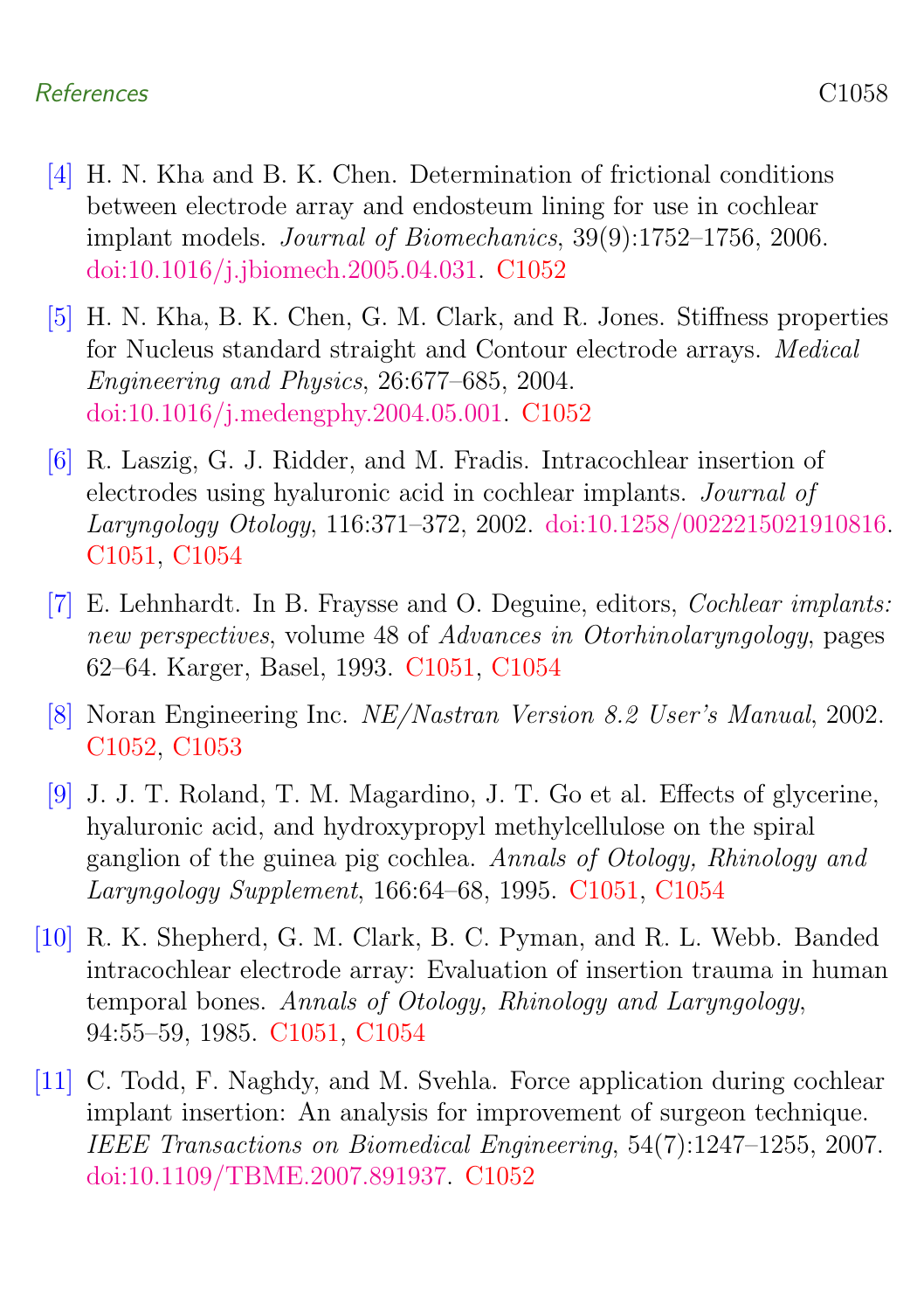[4] H. N. Kha and B. K. Chen. Determination of frictional conditions between electrode array and endosteum lining for use in cochlear implant models. *Journal of Biomechanics*, 39(9):1752–1756, 2006. doi:10.1016/j.jbiomech.2005.04.031. C1052

[5] H. N. Kha, B. K. Chen, G. M. Clark, and R. Jones. Stiffness properties for Nucleus standard straight and Contour electrode arrays. *Medical Engineering and Physics*, 26:677–685, 2004. doi:10.1016/j.medengphy.2004.05.001. C1052

[6] R. Laszig, G. J. Ridder, and M. Fradis. Intracochlear insertion of electrodes using hyaluronic acid in cochlear implants. *Journal of Laryngology Otology*, 116:371–372, 2002. doi:10.1258/0022215021910816. C1051, C1054

[7] E. Lehnhardt. In B. Fraysse and O. Deguine, editors, *Cochlear implants: new perspectives*, volume 48 of *Advances in Otorhinolaryngology*, pages 62–64. Karger, Basel, 1993. C1051, C1054

[8] Noran Engineering Inc. *NE/Nastran Version 8.2 User's Manual*, 2002. C1052, C1053

[9] J. J. T. Roland, T. M. Magardino, J. T. Go et al. Effects of glycerine, hyaluronic acid, and hydroxypropyl methylcellulose on the spiral ganglion of the guinea pig cochlea. *Annals of Otology, Rhinology and Laryngology Supplement*, 166:64–68, 1995. C1051, C1054

[10] R. K. Shepherd, G. M. Clark, B. C. Pyman, and R. L. Webb. Banded intracochlear electrode array: Evaluation of insertion trauma in human temporal bones. *Annals of Otology, Rhinology and Laryngology*, 94:55–59, 1985. C1051, C1054

[11] C. Todd, F. Naghdy, and M. Svehla. Force application during cochlear implant insertion: An analysis for improvement of surgeon technique. *IEEE Transactions on Biomedical Engineering*, 54(7):1247–1255, 2007. doi:10.1109/TBME.2007.891937. C1052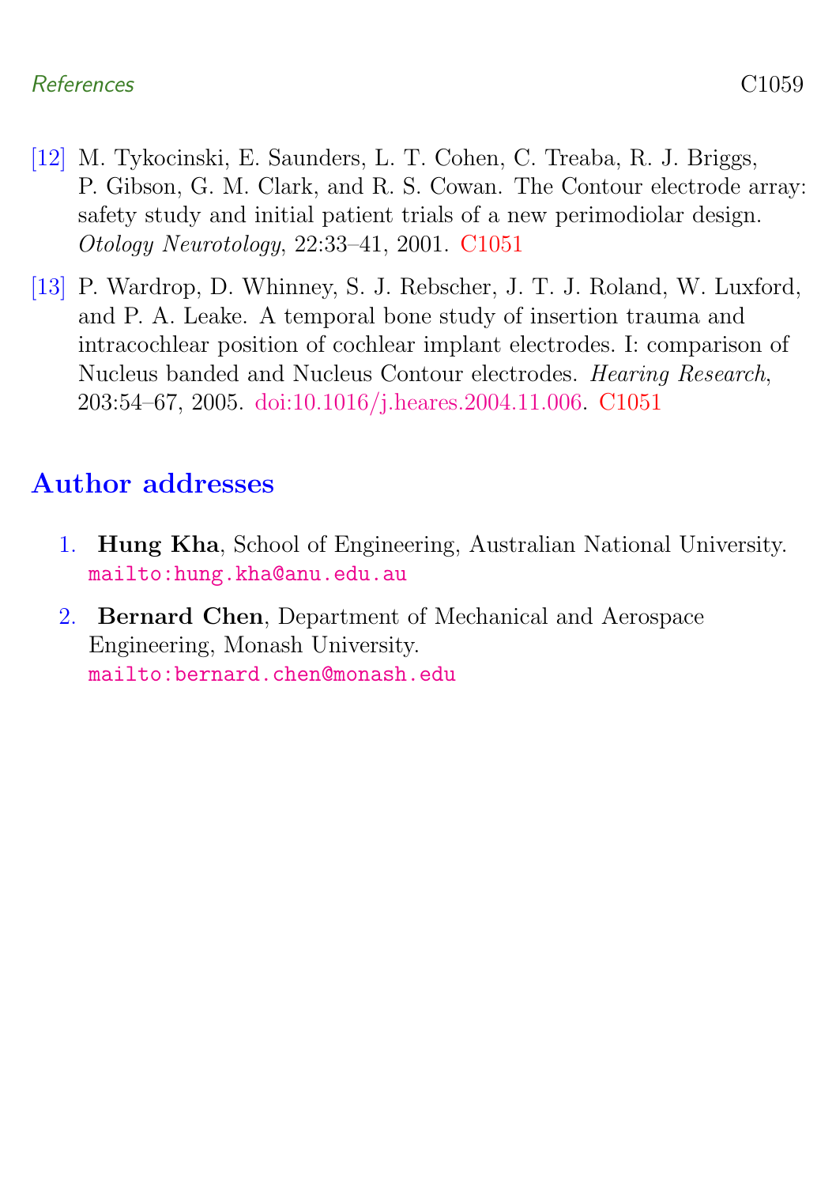[12] M. Tykocinski, E. Saunders, L. T. Cohen, C. Treaba, R. J. Briggs, P. Gibson, G. M. Clark, and R. S. Cowan. The Contour electrode array: safety study and initial patient trials of a new perimodiolar design. *Otology Neurotology*, 22:33–41, 2001. C1051

[13] P. Wardrop, D. Whinney, S. J. Rebscher, J. T. J. Roland, W. Luxford, and P. A. Leake. A temporal bone study of insertion trauma and intracochlear position of cochlear implant electrodes. I: comparison of Nucleus banded and Nucleus Contour electrodes. *Hearing Research*, 203:54–67, 2005. doi:10.1016/j.heares.2004.11.006. C1051

## Author addresses

1. **Hung Kha**, School of Engineering, Australian National University.
   mailto:hung.kha@anu.edu.au
2. **Bernard Chen**, Department of Mechanical and Aerospace Engineering, Monash University.
   mailto:bernard.chen@monash.edu